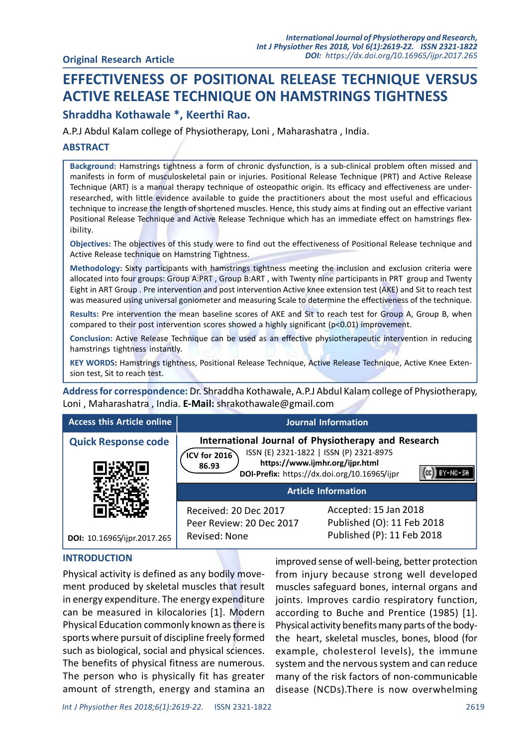Original Research Article

# EFFECTIVENESS OF POSITIONAL RELEASE TECHNIQUE VERSUS ACTIVE RELEASE TECHNIQUE ON HAMSTRINGS TIGHTNESS

## Shraddha Kothawale *, Keerthi Rao.

A.P.J Abdul Kalam college of Physiotherapy, Loni , Maharashatra , India.

## ABSTRACT

**Background:** Hamstrings tightness a form of chronic dysfunction, is a sub-clinical problem often missed and manifests in form of musculoskeletal pain or injuries. Positional Release Technique (PRT) and Active Release Technique (ART) is a manual therapy technique of osteopathic origin. Its efficacy and effectiveness are under-researched, with little evidence available to guide the practitioners about the most useful and efficacious technique to increase the length of shortened muscles. Hence, this study aims at finding out an effective variant Positional Release Technique and Active Release Technique which has an immediate effect on hamstrings flexibility.

**Objectives:** The objectives of this study were to find out the effectiveness of Positional Release technique and Active Release technique on Hamstring Tightness.

**Methodology:** Sixty participants with hamstrings tightness meeting the inclusion and exclusion criteria were allocated into four groups: Group A:PRT , Group B:ART , with Twenty nine participants in PRT group and Twenty Eight in ART Group . Pre intervention and post intervention Active knee extension test (AKE) and Sit to reach test was measured using universal goniometer and measuring Scale to determine the effectiveness of the technique.

**Results:** Pre intervention the mean baseline scores of AKE and Sit to reach test for Group A, Group B, when compared to their post intervention scores showed a highly significant ($p<0.01$) improvement.

**Conclusion:** Active Release Technique can be used as an effective physiotherapeutic intervention in reducing hamstrings tightness instantly.

**KEY WORDS:** Hamstrings tightness, Positional Release Technique, Active Release Technique, Active Knee Extension test, Sit to reach test.

**Address for correspondence:** Dr. Shraddha Kothawale, A.P.J Abdul Kalam college of Physiotherapy, Loni , Maharashatra , India. **E-Mail:** shrakothawale@gmail.com

| Access this Article online | Journal Information | |
|---|---|---|
| Quick Response code | International Journal of Physiotherapy and Research<br>ICV for 2016 86.93<br>ISSN (E) 2321-1822 \| ISSN (P) 2321-8975<br>https://www.ijmhr.org/ijpr.html<br>DOI-Prefix: https://dx.doi.org/10.16965/ijpr | |
| | Article Information | |
| DOI: 10.16965/ijpr.2017.265 | Received: 20 Dec 2017<br>Peer Review: 20 Dec 2017<br>Revised: None | Accepted: 15 Jan 2018<br>Published (O): 11 Feb 2018<br>Published (P): 11 Feb 2018 |

## INTRODUCTION

Physical activity is defined as any bodily movement produced by skeletal muscles that result in energy expenditure. The energy expenditure can be measured in kilocalories [1]. Modern Physical Education commonly known as there is sports where pursuit of discipline freely formed such as biological, social and physical sciences. The benefits of physical fitness are numerous. The person who is physically fit has greater amount of strength, energy and stamina an improved sense of well-being, better protection from injury because strong well developed muscles safeguard bones, internal organs and joints. Improves cardio respiratory function, according to Buche and Prentice (1985) [1]. Physical activity benefits many parts of the body- the heart, skeletal muscles, bones, blood (for example, cholesterol levels), the immune system and the nervous system and can reduce many of the risk factors of non-communicable disease (NCDs).There is now overwhelming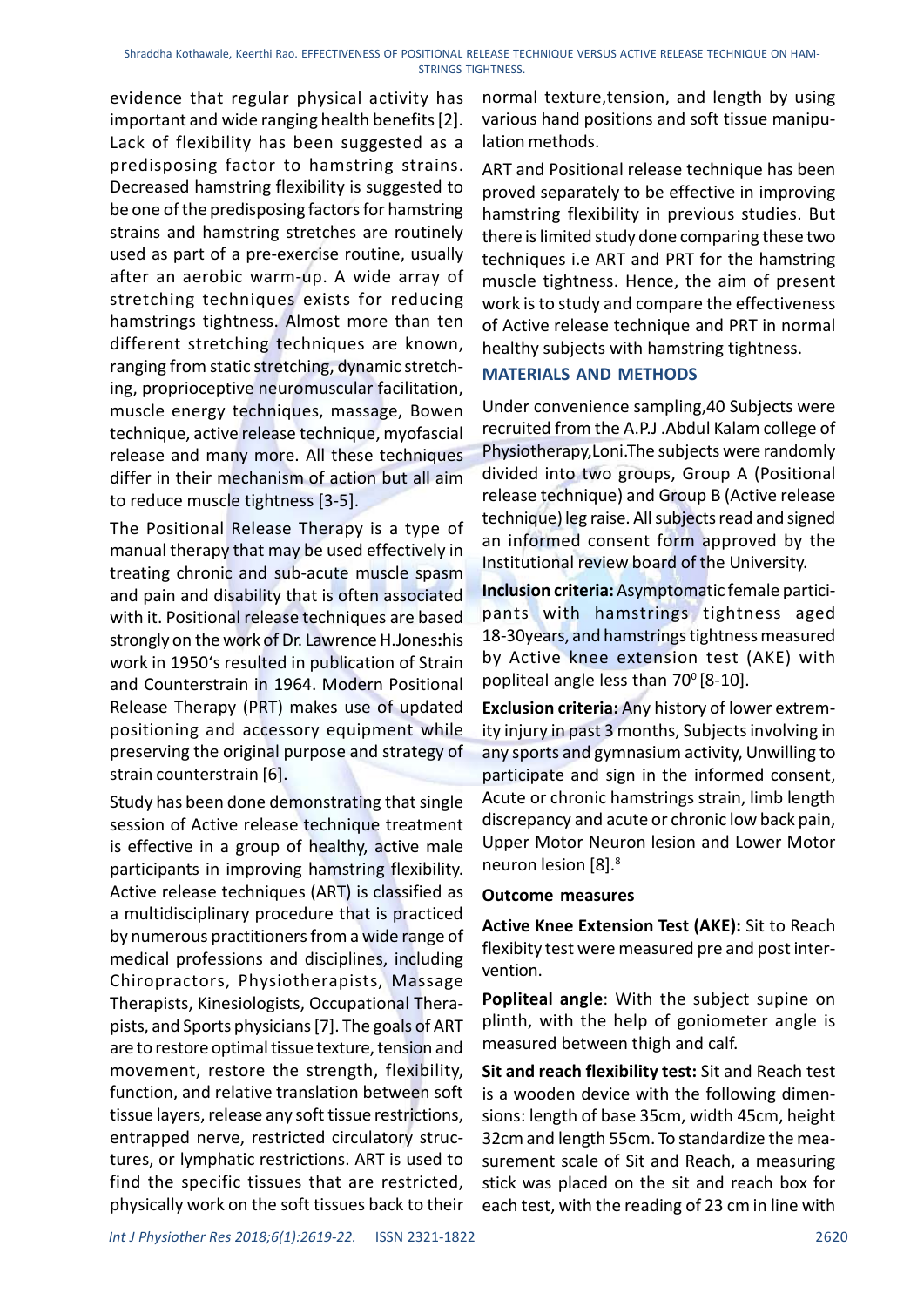evidence that regular physical activity has important and wide ranging health benefits [2]. Lack of flexibility has been suggested as a predisposing factor to hamstring strains. Decreased hamstring flexibility is suggested to be one of the predisposing factors for hamstring strains and hamstring stretches are routinely used as part of a pre-exercise routine, usually after an aerobic warm-up. A wide array of stretching techniques exists for reducing hamstrings tightness. Almost more than ten different stretching techniques are known, ranging from static stretching, dynamic stretching, proprioceptive neuromuscular facilitation, muscle energy techniques, massage, Bowen technique, active release technique, myofascial release and many more. All these techniques differ in their mechanism of action but all aim to reduce muscle tightness [3-5].

The Positional Release Therapy is a type of manual therapy that may be used effectively in treating chronic and sub-acute muscle spasm and pain and disability that is often associated with it. Positional release techniques are based strongly on the work of Dr. Lawrence H.Jones:his work in 1950's resulted in publication of Strain and Counterstrain in 1964. Modern Positional Release Therapy (PRT) makes use of updated positioning and accessory equipment while preserving the original purpose and strategy of strain counterstrain [6].

Study has been done demonstrating that single session of Active release technique treatment is effective in a group of healthy, active male participants in improving hamstring flexibility. Active release techniques (ART) is classified as a multidisciplinary procedure that is practiced by numerous practitioners from a wide range of medical professions and disciplines, including Chiropractors, Physiotherapists, Massage Therapists, Kinesiologists, Occupational Therapists, and Sports physicians [7]. The goals of ART are to restore optimal tissue texture, tension and movement, restore the strength, flexibility, function, and relative translation between soft tissue layers, release any soft tissue restrictions, entrapped nerve, restricted circulatory structures, or lymphatic restrictions. ART is used to find the specific tissues that are restricted, physically work on the soft tissues back to their normal texture,tension, and length by using various hand positions and soft tissue manipulation methods.

ART and Positional release technique has been proved separately to be effective in improving hamstring flexibility in previous studies. But there is limited study done comparing these two techniques i.e ART and PRT for the hamstring muscle tightness. Hence, the aim of present work is to study and compare the effectiveness of Active release technique and PRT in normal healthy subjects with hamstring tightness.

## MATERIALS AND METHODS

Under convenience sampling,40 Subjects were recruited from the A.P.J .Abdul Kalam college of Physiotherapy,Loni.The subjects were randomly divided into two groups, Group A (Positional release technique) and Group B (Active release technique) leg raise. All subjects read and signed an informed consent form approved by the Institutional review board of the University.

**Inclusion criteria:** Asymptomatic female participants with hamstrings tightness aged 18-30years, and hamstrings tightness measured by Active knee extension test (AKE) with popliteal angle less than $70^0$ [8-10].

**Exclusion criteria:** Any history of lower extremity injury in past 3 months, Subjects involving in any sports and gymnasium activity, Unwilling to participate and sign in the informed consent, Acute or chronic hamstrings strain, limb length discrepancy and acute or chronic low back pain, Upper Motor Neuron lesion and Lower Motor neuron lesion [8].[8]

**Outcome measures**

**Active Knee Extension Test (AKE):** Sit to Reach flexibity test were measured pre and post intervention.

**Popliteal angle**: With the subject supine on plinth, with the help of goniometer angle is measured between thigh and calf.

**Sit and reach flexibility test:** Sit and Reach test is a wooden device with the following dimensions: length of base 35cm, width 45cm, height 32cm and length 55cm. To standardize the measurement scale of Sit and Reach, a measuring stick was placed on the sit and reach box for each test, with the reading of 23 cm in line with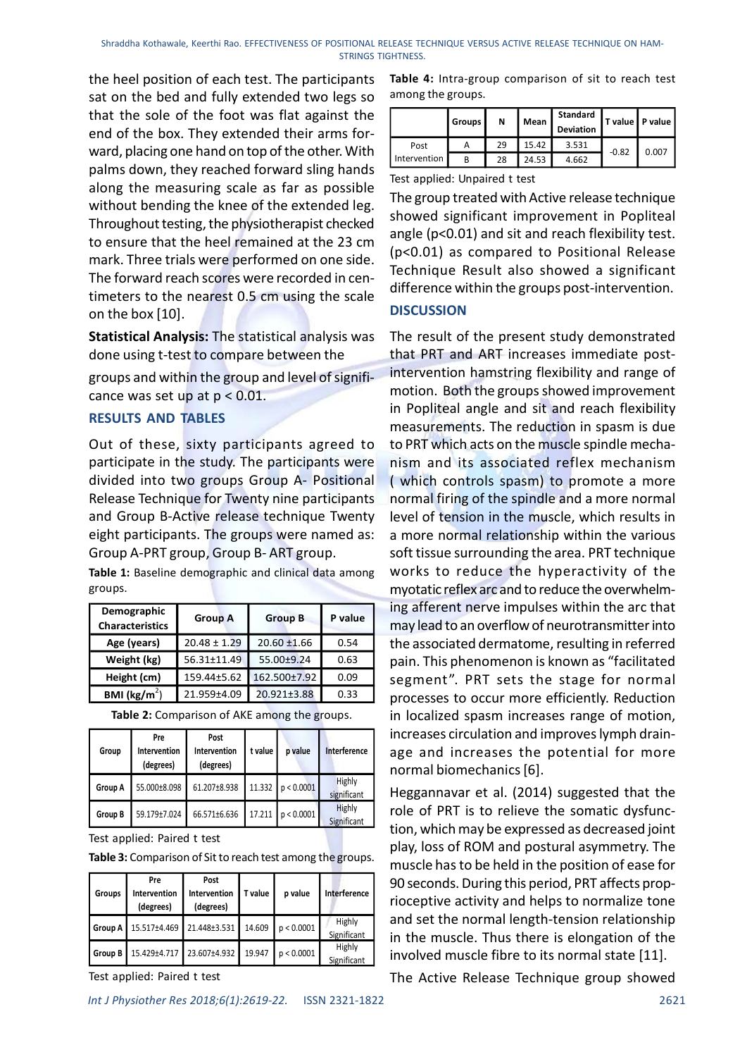the heel position of each test. The participants sat on the bed and fully extended two legs so that the sole of the foot was flat against the end of the box. They extended their arms forward, placing one hand on top of the other. With palms down, they reached forward sling hands along the measuring scale as far as possible without bending the knee of the extended leg. Throughout testing, the physiotherapist checked to ensure that the heel remained at the 23 cm mark. Three trials were performed on one side. The forward reach scores were recorded in centimeters to the nearest 0.5 cm using the scale on the box [10].

**Statistical Analysis:** The statistical analysis was done using t-test to compare between the groups and within the group and level of significance was set up at p < 0.01.

## RESULTS AND TABLES

Out of these, sixty participants agreed to participate in the study. The participants were divided into two groups Group A- Positional Release Technique for Twenty nine participants and Group B-Active release technique Twenty eight participants. The groups were named as: Group A-PRT group, Group B- ART group.

**Table 1:** Baseline demographic and clinical data among groups.

| Demographic Characteristics | Group A | Group B | P value |
|---|---|---|---|
| **Age (years)** | 20.48 ± 1.29 | 20.60 ±1.66 | 0.54 |
| **Weight (kg)** | 56.31±11.49 | 55.00±9.24 | 0.63 |
| **Height (cm)** | 159.44±5.62 | 162.500±7.92 | 0.09 |
| **BMI (kg/m$^2$)** | 21.959±4.09 | 20.921±3.88 | 0.33 |

**Table 2:** Comparison of AKE among the groups.

| Group | Pre Intervention (degrees) | Post Intervention (degrees) | t value | p value | Interference |
|---|---|---|---|---|---|
| Group A | 55.000±8.098 | 61.207±8.938 | 11.332 | p < 0.0001 | Highly significant |
| Group B | 59.179±7.024 | 66.571±6.636 | 17.211 | p < 0.0001 | Highly Significant |

Test applied: Paired t test

**Table 3:** Comparison of Sit to reach test among the groups.

| Groups | Pre Intervention (degrees) | Post Intervention (degrees) | T value | p value | Interference |
|---|---|---|---|---|---|
| Group A | 15.517±4.469 | 21.448±3.531 | 14.609 | p < 0.0001 | Highly Significant |
| Group B | 15.429±4.717 | 23.607±4.932 | 19.947 | p < 0.0001 | Highly Significant |

Test applied: Paired t test

**Table 4:** Intra-group comparison of sit to reach test among the groups.

| | Groups | N | Mean | Standard Deviation | T value | P value |
|---|---|---|---|---|---|---|
| Post Intervention | A | 29 | 15.42 | 3.531 | -0.82 | 0.007 |
| | B | 28 | 24.53 | 4.662 | | |

Test applied: Unpaired t test

The group treated with Active release technique showed significant improvement in Popliteal angle (p<0.01) and sit and reach flexibility test. (p<0.01) as compared to Positional Release Technique Result also showed a significant difference within the groups post-intervention.

## DISCUSSION

The result of the present study demonstrated that PRT and ART increases immediate post-intervention hamstring flexibility and range of motion. Both the groups showed improvement in Popliteal angle and sit and reach flexibility measurements. The reduction in spasm is due to PRT which acts on the muscle spindle mechanism and its associated reflex mechanism ( which controls spasm) to promote a more normal firing of the spindle and a more normal level of tension in the muscle, which results in a more normal relationship within the various soft tissue surrounding the area. PRT technique works to reduce the hyperactivity of the myotatic reflex arc and to reduce the overwhelming afferent nerve impulses within the arc that may lead to an overflow of neurotransmitter into the associated dermatome, resulting in referred pain. This phenomenon is known as "facilitated segment". PRT sets the stage for normal processes to occur more efficiently. Reduction in localized spasm increases range of motion, increases circulation and improves lymph drainage and increases the potential for more normal biomechanics [6].

Heggannavar et al. (2014) suggested that the role of PRT is to relieve the somatic dysfunction, which may be expressed as decreased joint play, loss of ROM and postural asymmetry. The muscle has to be held in the position of ease for 90 seconds. During this period, PRT affects proprioceptive activity and helps to normalize tone and set the normal length-tension relationship in the muscle. Thus there is elongation of the involved muscle fibre to its normal state [11].

The Active Release Technique group showed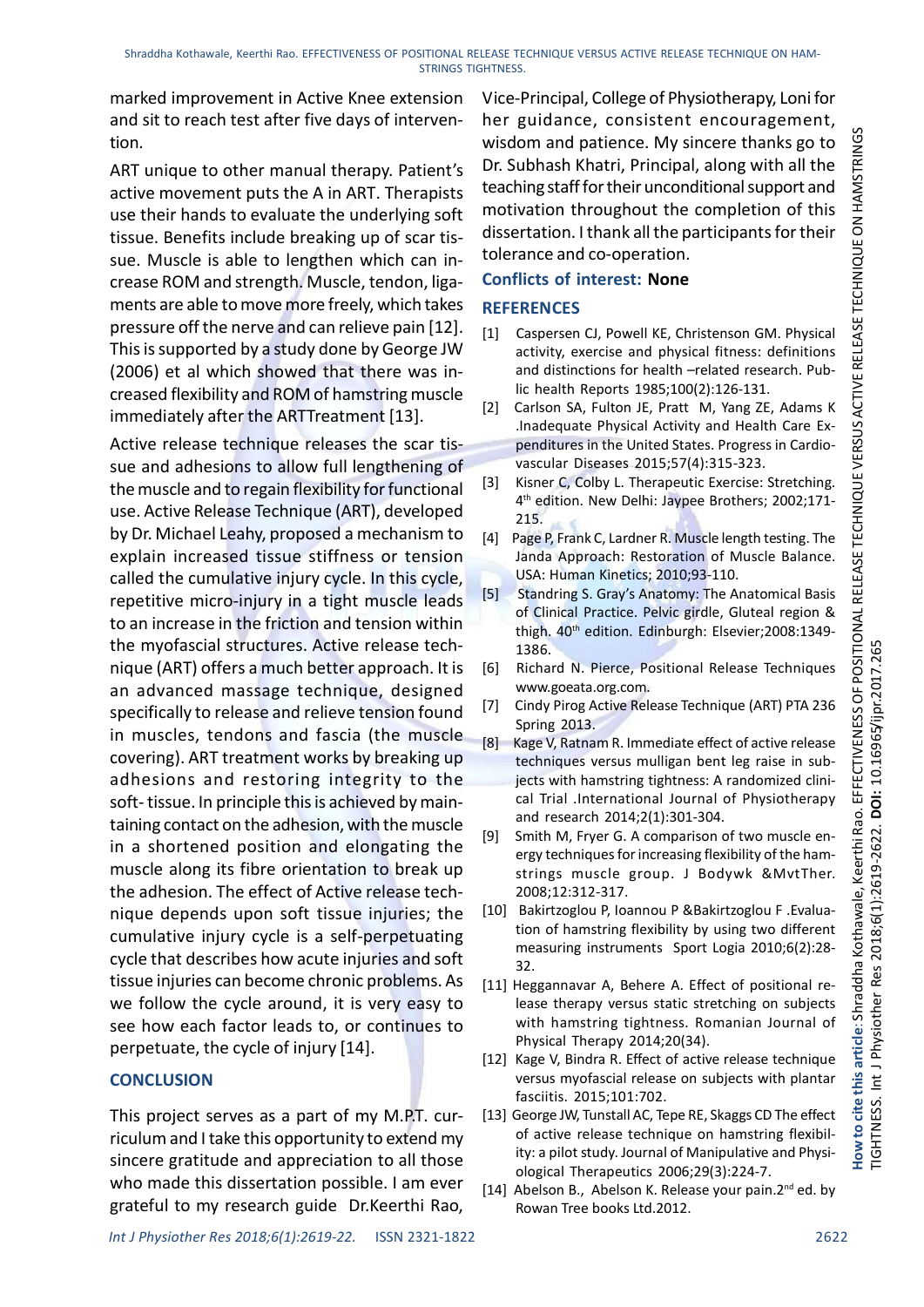marked improvement in Active Knee extension and sit to reach test after five days of intervention.

ART unique to other manual therapy. Patient's active movement puts the A in ART. Therapists use their hands to evaluate the underlying soft tissue. Benefits include breaking up of scar tissue. Muscle is able to lengthen which can increase ROM and strength. Muscle, tendon, ligaments are able to move more freely, which takes pressure off the nerve and can relieve pain [12]. This is supported by a study done by George JW (2006) et al which showed that there was increased flexibility and ROM of hamstring muscle immediately after the ARTTreatment [13].

Active release technique releases the scar tissue and adhesions to allow full lengthening of the muscle and to regain flexibility for functional use. Active Release Technique (ART), developed by Dr. Michael Leahy, proposed a mechanism to explain increased tissue stiffness or tension called the cumulative injury cycle. In this cycle, repetitive micro-injury in a tight muscle leads to an increase in the friction and tension within the myofascial structures. Active release technique (ART) offers a much better approach. It is an advanced massage technique, designed specifically to release and relieve tension found in muscles, tendons and fascia (the muscle covering). ART treatment works by breaking up adhesions and restoring integrity to the soft- tissue. In principle this is achieved by maintaining contact on the adhesion, with the muscle in a shortened position and elongating the muscle along its fibre orientation to break up the adhesion. The effect of Active release technique depends upon soft tissue injuries; the cumulative injury cycle is a self-perpetuating cycle that describes how acute injuries and soft tissue injuries can become chronic problems. As we follow the cycle around, it is very easy to see how each factor leads to, or continues to perpetuate, the cycle of injury [14].

## CONCLUSION

This project serves as a part of my M.P.T. curriculum and I take this opportunity to extend my sincere gratitude and appreciation to all those who made this dissertation possible. I am ever grateful to my research guide Dr.Keerthi Rao, Vice-Principal, College of Physiotherapy, Loni for her guidance, consistent encouragement, wisdom and patience. My sincere thanks go to Dr. Subhash Khatri, Principal, along with all the teaching staff for their unconditional support and motivation throughout the completion of this dissertation. I thank all the participants for their tolerance and co-operation.

**Conflicts of interest: None**

## REFERENCES

[1] Caspersen CJ, Powell KE, Christenson GM. Physical activity, exercise and physical fitness: definitions and distinctions for health –related research. Public health Reports 1985;100(2):126-131.

[2] Carlson SA, Fulton JE, Pratt M, Yang ZE, Adams K .Inadequate Physical Activity and Health Care Expenditures in the United States. Progress in Cardiovascular Diseases 2015;57(4):315-323.

[3] Kisner C, Colby L. Therapeutic Exercise: Stretching. 4th edition. New Delhi: Jaypee Brothers; 2002;171-215.

[4] Page P, Frank C, Lardner R. Muscle length testing. The Janda Approach: Restoration of Muscle Balance. USA: Human Kinetics; 2010;93-110.

[5] Standring S. Gray's Anatomy: The Anatomical Basis of Clinical Practice. Pelvic girdle, Gluteal region & thigh. 40th edition. Edinburgh: Elsevier;2008:1349-1386.

[6] Richard N. Pierce, Positional Release Techniques www.goeata.org.com.

[7] Cindy Pirog Active Release Technique (ART) PTA 236 Spring 2013.

[8] Kage V, Ratnam R. Immediate effect of active release techniques versus mulligan bent leg raise in subjects with hamstring tightness: A randomized clinical Trial .International Journal of Physiotherapy and research 2014;2(1):301-304.

[9] Smith M, Fryer G. A comparison of two muscle energy techniques for increasing flexibility of the hamstrings muscle group. J Bodywk &MvtTher. 2008;12:312-317.

[10] Bakirtzoglou P, Ioannou P &Bakirtzoglou F .Evaluation of hamstring flexibility by using two different measuring instruments Sport Logia 2010;6(2):28-32.

[11] Heggannavar A, Behere A. Effect of positional release therapy versus static stretching on subjects with hamstring tightness. Romanian Journal of Physical Therapy 2014;20(34).

[12] Kage V, Bindra R. Effect of active release technique versus myofascial release on subjects with plantar fasciitis. 2015;101:702.

[13] George JW, Tunstall AC, Tepe RE, Skaggs CD The effect of active release technique on hamstring flexibility: a pilot study. Journal of Manipulative and Physiological Therapeutics 2006;29(3):224-7.

[14] Abelson B., Abelson K. Release your pain.2nd ed. by Rowan Tree books Ltd.2012.